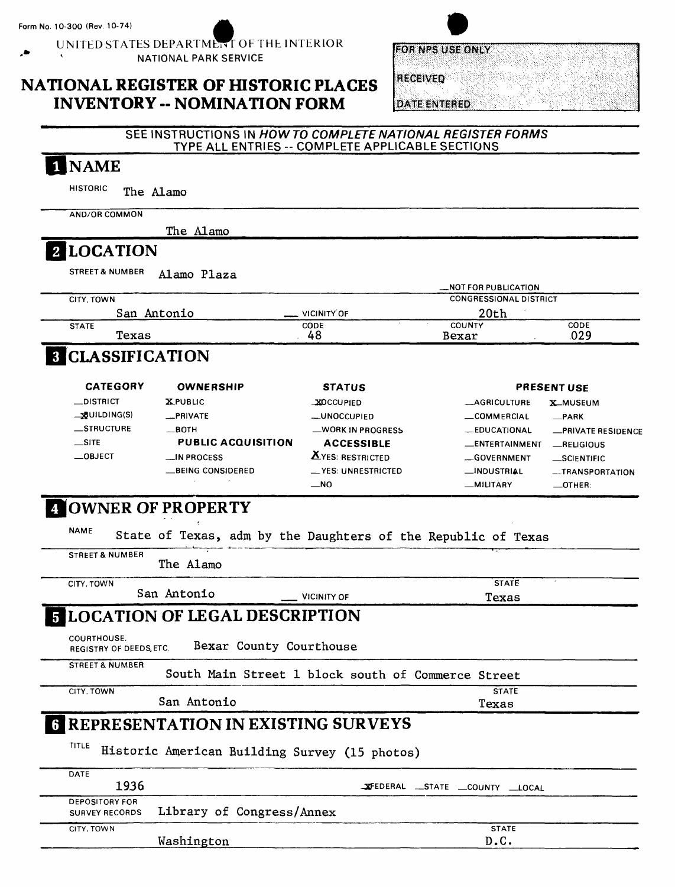Form No. 10-300 (Rev. 10-74)

UNITED STATES DEPARTMENT OF THE INTERIOR
NATIONAL PARK SERVICE

# NATIONAL REGISTER OF HISTORIC PLACES INVENTORY -- NOMINATION FORM

| FOR NPS USE ONLY |
| --- |
| RECEIVED |
| DATE ENTERED |

SEE INSTRUCTIONS IN *HOW TO COMPLETE NATIONAL REGISTER FORMS*
TYPE ALL ENTRIES -- COMPLETE APPLICABLE SECTIONS

## 1 NAME

HISTORIC The Alamo

AND/OR COMMON The Alamo

## 2 LOCATION

STREET & NUMBER Alamo Plaza

__NOT FOR PUBLICATION

| CITY, TOWN | | CONGRESSIONAL DISTRICT | |
| --- | --- | --- | --- |
| San Antonio | __ VICINITY OF | 20th | |
| STATE | CODE | COUNTY | CODE |
| Texas | 48 | Bexar | 029 |

## 3 CLASSIFICATION

| CATEGORY | OWNERSHIP | STATUS | PRESENT USE | |
| --- | --- | --- | --- | --- |
| __DISTRICT | X PUBLIC | X OCCUPIED | __AGRICULTURE | X MUSEUM |
| X BUILDING(S) | __PRIVATE | __UNOCCUPIED | __COMMERCIAL | __PARK |
| __STRUCTURE | __BOTH | __WORK IN PROGRESS | __EDUCATIONAL | __PRIVATE RESIDENCE |
| __SITE | **PUBLIC ACQUISITION** | **ACCESSIBLE** | __ENTERTAINMENT | __RELIGIOUS |
| __OBJECT | __IN PROCESS | X YES: RESTRICTED | __GOVERNMENT | __SCIENTIFIC |
| | __BEING CONSIDERED | __YES: UNRESTRICTED | __INDUSTRIAL | __TRANSPORTATION |
| | | __NO | __MILITARY | __OTHER: |

## 4 OWNER OF PROPERTY

NAME State of Texas, adm by the Daughters of the Republic of Texas

STREET & NUMBER The Alamo

| CITY, TOWN | | STATE |
| --- | --- | --- |
| San Antonio | __ VICINITY OF | Texas |

## 5 LOCATION OF LEGAL DESCRIPTION

COURTHOUSE, REGISTRY OF DEEDS, ETC. Bexar County Courthouse

STREET & NUMBER South Main Street 1 block south of Commerce Street

| CITY, TOWN | STATE |
| --- | --- |
| San Antonio | Texas |

## 6 REPRESENTATION IN EXISTING SURVEYS

TITLE Historic American Building Survey (15 photos)

DATE 1936 X FEDERAL __STATE __COUNTY __LOCAL

DEPOSITORY FOR SURVEY RECORDS Library of Congress/Annex

| CITY, TOWN | STATE |
| --- | --- |
| Washington | D.C. |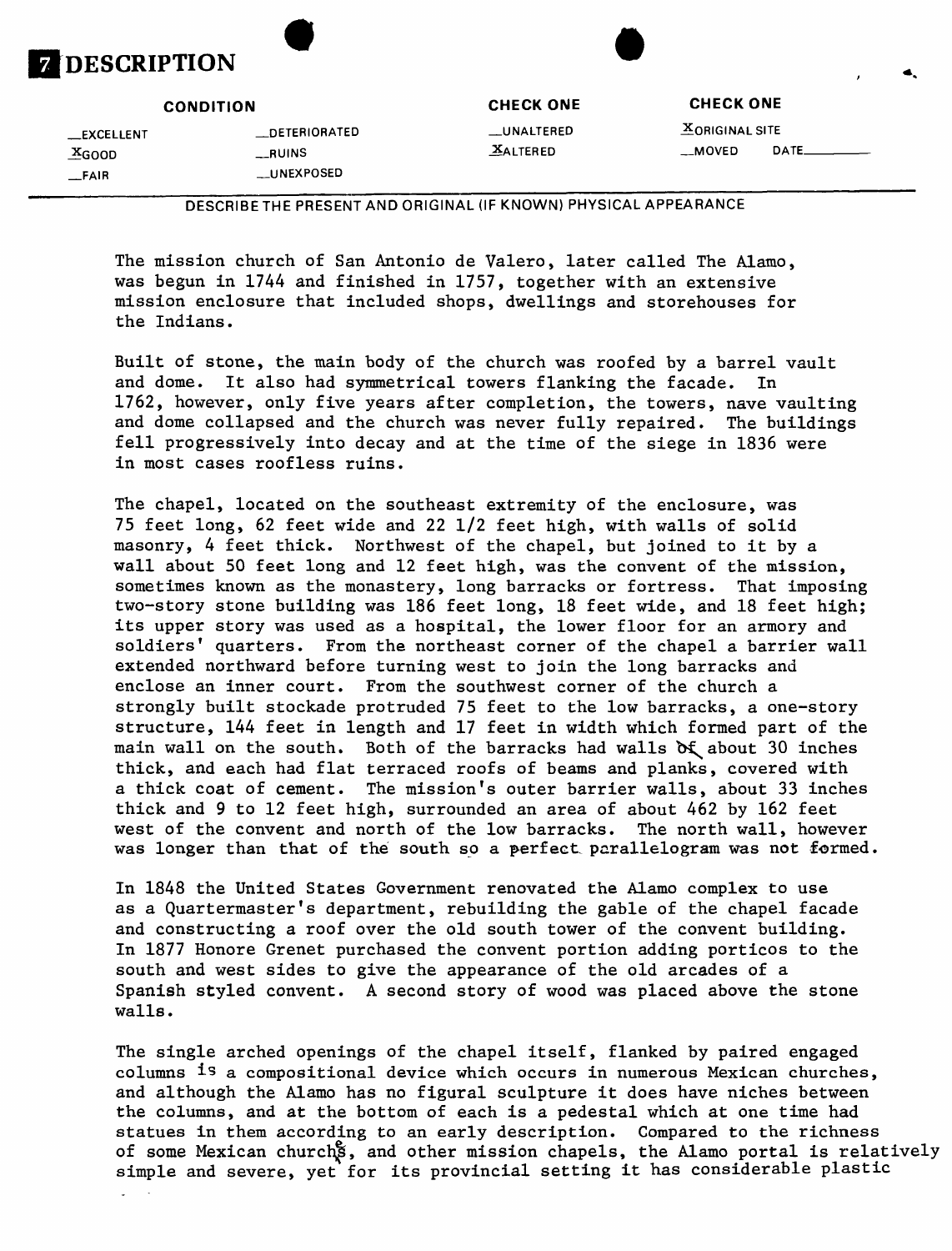# 7 DESCRIPTION

| CONDITION | | CHECK ONE | CHECK ONE |
|---|---|---|---|
| __EXCELLENT | __DETERIORATED | __UNALTERED | X ORIGINAL SITE |
| X GOOD | __RUINS | X ALTERED | __MOVED DATE______ |
| __FAIR | __UNEXPOSED | | |

DESCRIBE THE PRESENT AND ORIGINAL (IF KNOWN) PHYSICAL APPEARANCE

The mission church of San Antonio de Valero, later called The Alamo, was begun in 1744 and finished in 1757, together with an extensive mission enclosure that included shops, dwellings and storehouses for the Indians.

Built of stone, the main body of the church was roofed by a barrel vault and dome. It also had symmetrical towers flanking the facade. In 1762, however, only five years after completion, the towers, nave vaulting and dome collapsed and the church was never fully repaired. The buildings fell progressively into decay and at the time of the siege in 1836 were in most cases roofless ruins.

The chapel, located on the southeast extremity of the enclosure, was 75 feet long, 62 feet wide and 22 1/2 feet high, with walls of solid masonry, 4 feet thick. Northwest of the chapel, but joined to it by a wall about 50 feet long and 12 feet high, was the convent of the mission, sometimes known as the monastery, long barracks or fortress. That imposing two-story stone building was 186 feet long, 18 feet wide, and 18 feet high; its upper story was used as a hospital, the lower floor for an armory and soldiers' quarters. From the northeast corner of the chapel a barrier wall extended northward before turning west to join the long barracks and enclose an inner court. From the southwest corner of the church a strongly built stockade protruded 75 feet to the low barracks, a one-story structure, 144 feet in length and 17 feet in width which formed part of the main wall on the south. Both of the barracks had walls of about 30 inches thick, and each had flat terraced roofs of beams and planks, covered with a thick coat of cement. The mission's outer barrier walls, about 33 inches thick and 9 to 12 feet high, surrounded an area of about 462 by 162 feet west of the convent and north of the low barracks. The north wall, however was longer than that of the south so a perfect parallelogram was not formed.

In 1848 the United States Government renovated the Alamo complex to use as a Quartermaster's department, rebuilding the gable of the chapel facade and constructing a roof over the old south tower of the convent building. In 1877 Honore Grenet purchased the convent portion adding porticos to the south and west sides to give the appearance of the old arcades of a Spanish styled convent. A second story of wood was placed above the stone walls.

The single arched openings of the chapel itself, flanked by paired engaged columns is a compositional device which occurs in numerous Mexican churches, and although the Alamo has no figural sculpture it does have niches between the columns, and at the bottom of each is a pedestal which at one time had statues in them according to an early description. Compared to the richness of some Mexican churches, and other mission chapels, the Alamo portal is relatively simple and severe, yet for its provincial setting it has considerable plastic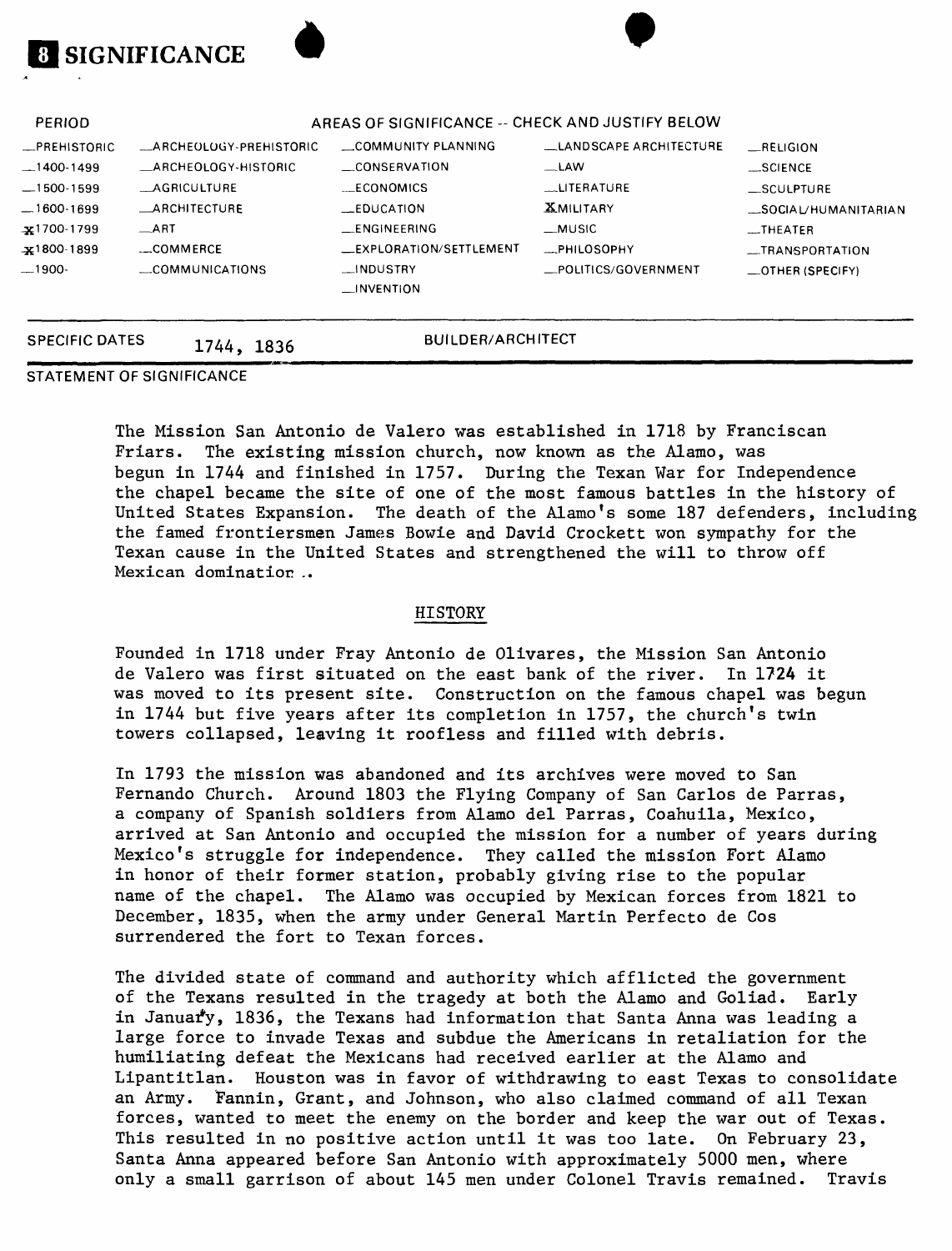# 8 SIGNIFICANCE

| PERIOD | AREAS OF SIGNIFICANCE -- CHECK AND JUSTIFY BELOW | | | |
|---|---|---|---|---|
| _PREHISTORIC | _ARCHEOLOGY-PREHISTORIC | _COMMUNITY PLANNING | _LANDSCAPE ARCHITECTURE | _RELIGION |
| _1400-1499 | _ARCHEOLOGY-HISTORIC | _CONSERVATION | _LAW | _SCIENCE |
| _1500-1599 | _AGRICULTURE | _ECONOMICS | _LITERATURE | _SCULPTURE |
| _1600-1699 | _ARCHITECTURE | _EDUCATION | X MILITARY | _SOCIAL/HUMANITARIAN |
| X 1700-1799 | _ART | _ENGINEERING | _MUSIC | _THEATER |
| X 1800-1899 | _COMMERCE | _EXPLORATION/SETTLEMENT | _PHILOSOPHY | _TRANSPORTATION |
| _1900- | _COMMUNICATIONS | _INDUSTRY | _POLITICS/GOVERNMENT | _OTHER (SPECIFY) |
| | | _INVENTION | | |

SPECIFIC DATES 1744, 1836 — BUILDER/ARCHITECT

STATEMENT OF SIGNIFICANCE

The Mission San Antonio de Valero was established in 1718 by Franciscan Friars. The existing mission church, now known as the Alamo, was begun in 1744 and finished in 1757. During the Texan War for Independence the chapel became the site of one of the most famous battles in the history of United States Expansion. The death of the Alamo's some 187 defenders, including the famed frontiersmen James Bowie and David Crockett won sympathy for the Texan cause in the United States and strengthened the will to throw off Mexican domination.

## HISTORY

Founded in 1718 under Fray Antonio de Olivares, the Mission San Antonio de Valero was first situated on the east bank of the river. In 1724 it was moved to its present site. Construction on the famous chapel was begun in 1744 but five years after its completion in 1757, the church's twin towers collapsed, leaving it roofless and filled with debris.

In 1793 the mission was abandoned and its archives were moved to San Fernando Church. Around 1803 the Flying Company of San Carlos de Parras, a company of Spanish soldiers from Alamo del Parras, Coahuila, Mexico, arrived at San Antonio and occupied the mission for a number of years during Mexico's struggle for independence. They called the mission Fort Alamo in honor of their former station, probably giving rise to the popular name of the chapel. The Alamo was occupied by Mexican forces from 1821 to December, 1835, when the army under General Martin Perfecto de Cos surrendered the fort to Texan forces.

The divided state of command and authority which afflicted the government of the Texans resulted in the tragedy at both the Alamo and Goliad. Early in January, 1836, the Texans had information that Santa Anna was leading a large force to invade Texas and subdue the Americans in retaliation for the humiliating defeat the Mexicans had received earlier at the Alamo and Lipantitlan. Houston was in favor of withdrawing to east Texas to consolidate an Army. Fannin, Grant, and Johnson, who also claimed command of all Texan forces, wanted to meet the enemy on the border and keep the war out of Texas. This resulted in no positive action until it was too late. On February 23, Santa Anna appeared before San Antonio with approximately 5000 men, where only a small garrison of about 145 men under Colonel Travis remained. Travis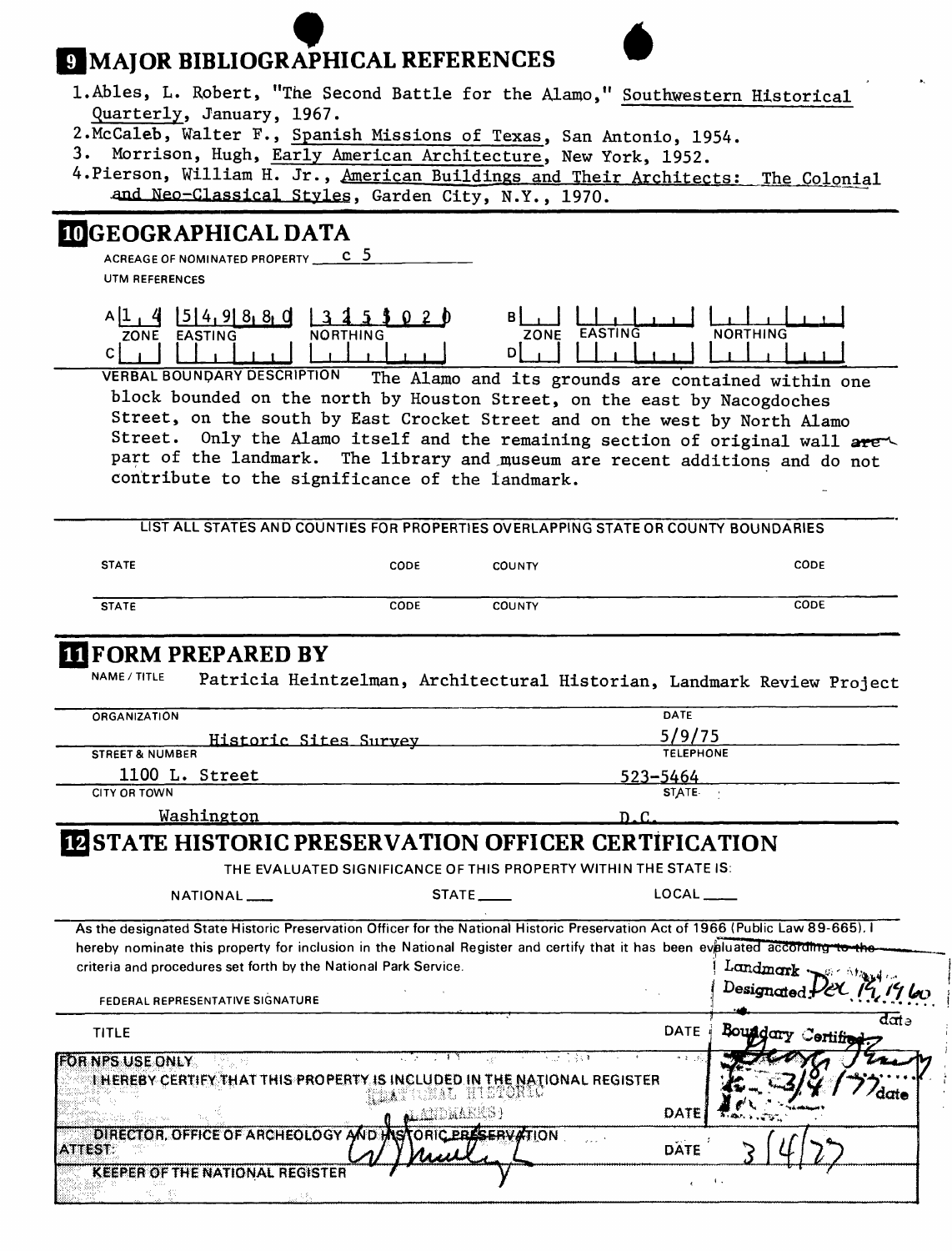## 9 MAJOR BIBLIOGRAPHICAL REFERENCES

1. Ables, L. Robert, "The Second Battle for the Alamo," Southwestern Historical Quarterly, January, 1967.
2. McCaleb, Walter F., Spanish Missions of Texas, San Antonio, 1954.
3. Morrison, Hugh, Early American Architecture, New York, 1952.
4. Pierson, William H. Jr., American Buildings and Their Architects: The Colonial and Neo-Classical Styles, Garden City, N.Y., 1970.

## 10 GEOGRAPHICAL DATA

ACREAGE OF NOMINATED PROPERTY c 5

UTM REFERENCES

| | ZONE | EASTING | NORTHING |
|---|---|---|---|
| A | 14 | 549880 | 3255020 |
| B | | | |
| C | | | |
| D | | | |

VERBAL BOUNDARY DESCRIPTION The Alamo and its grounds are contained within one block bounded on the north by Houston Street, on the east by Nacogdoches Street, on the south by East Crocket Street and on the west by North Alamo Street. Only the Alamo itself and the remaining section of original wall are part of the landmark. The library and museum are recent additions and do not contribute to the significance of the landmark.

LIST ALL STATES AND COUNTIES FOR PROPERTIES OVERLAPPING STATE OR COUNTY BOUNDARIES

| STATE | CODE | COUNTY | CODE |
|---|---|---|---|
| STATE | CODE | COUNTY | CODE |

## 11 FORM PREPARED BY

NAME / TITLE Patricia Heintzelman, Architectural Historian, Landmark Review Project

ORGANIZATION Historic Sites Survey — DATE 5/9/75

STREET & NUMBER 1100 L. Street — TELEPHONE 523-5464

CITY OR TOWN Washington — STATE D.C.

## 12 STATE HISTORIC PRESERVATION OFFICER CERTIFICATION

THE EVALUATED SIGNIFICANCE OF THIS PROPERTY WITHIN THE STATE IS:

NATIONAL ___ STATE ___ LOCAL ___

As the designated State Historic Preservation Officer for the National Historic Preservation Act of 1966 (Public Law 89-665). I hereby nominate this property for inclusion in the National Register and certify that it has been evaluated according to the criteria and procedures set forth by the National Park Service.

Landmark Designated: Dec 19, 1960 (date)

Boundary Certified: 3/4/77 (date)

FEDERAL REPRESENTATIVE SIGNATURE

TITLE — DATE

FOR NPS USE ONLY

I HEREBY CERTIFY THAT THIS PROPERTY IS INCLUDED IN THE NATIONAL REGISTER (NATIONAL HISTORIC LANDMARKS)

DATE

DIRECTOR, OFFICE OF ARCHEOLOGY AND HISTORIC PRESERVATION

ATTEST: — DATE 3/4/77

KEEPER OF THE NATIONAL REGISTER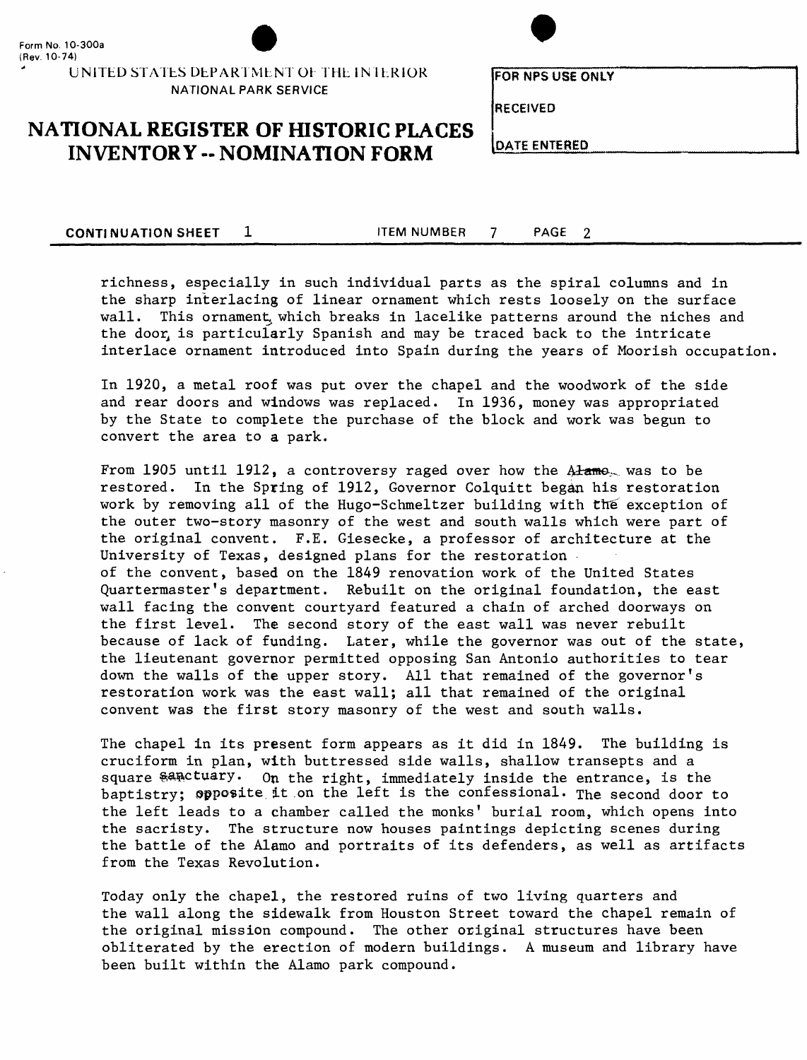Form No. 10-300a
(Rev. 10-74)

UNITED STATES DEPARTMENT OF THE INTERIOR
NATIONAL PARK SERVICE

# NATIONAL REGISTER OF HISTORIC PLACES INVENTORY -- NOMINATION FORM

| FOR NPS USE ONLY |
| --- |
| RECEIVED |
| DATE ENTERED |

**CONTINUATION SHEET** 1 &nbsp;&nbsp;&nbsp; **ITEM NUMBER** 7 &nbsp;&nbsp;&nbsp; **PAGE** 2

richness, especially in such individual parts as the spiral columns and in the sharp interlacing of linear ornament which rests loosely on the surface wall. This ornament, which breaks in lacelike patterns around the niches and the door, is particularly Spanish and may be traced back to the intricate interlace ornament introduced into Spain during the years of Moorish occupation.

In 1920, a metal roof was put over the chapel and the woodwork of the side and rear doors and windows was replaced. In 1936, money was appropriated by the State to complete the purchase of the block and work was begun to convert the area to a park.

From 1905 until 1912, a controversy raged over how the Alamo was to be restored. In the Spring of 1912, Governor Colquitt began his restoration work by removing all of the Hugo-Schmeltzer building with the exception of the outer two-story masonry of the west and south walls which were part of the original convent. F.E. Giesecke, a professor of architecture at the University of Texas, designed plans for the restoration of the convent, based on the 1849 renovation work of the United States Quartermaster's department. Rebuilt on the original foundation, the east wall facing the convent courtyard featured a chain of arched doorways on the first level. The second story of the east wall was never rebuilt because of lack of funding. Later, while the governor was out of the state, the lieutenant governor permitted opposing San Antonio authorities to tear down the walls of the upper story. All that remained of the governor's restoration work was the east wall; all that remained of the original convent was the first story masonry of the west and south walls.

The chapel in its present form appears as it did in 1849. The building is cruciform in plan, with buttressed side walls, shallow transepts and a square sanctuary. On the right, immediately inside the entrance, is the baptistry; opposite it on the left is the confessional. The second door to the left leads to a chamber called the monks' burial room, which opens into the sacristy. The structure now houses paintings depicting scenes during the battle of the Alamo and portraits of its defenders, as well as artifacts from the Texas Revolution.

Today only the chapel, the restored ruins of two living quarters and the wall along the sidewalk from Houston Street toward the chapel remain of the original mission compound. The other original structures have been obliterated by the erection of modern buildings. A museum and library have been built within the Alamo park compound.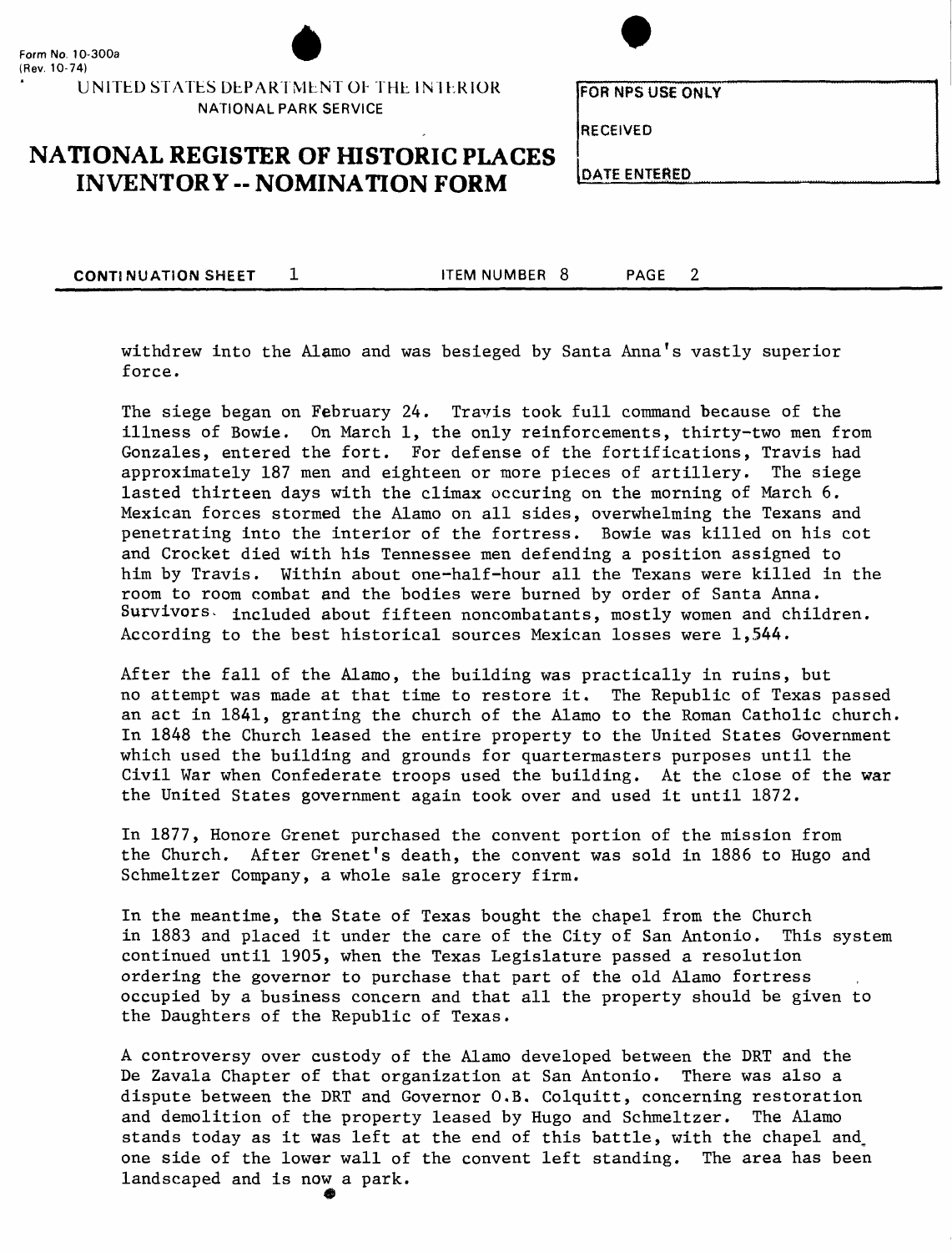withdrew into the Alamo and was besieged by Santa Anna's vastly superior force.

The siege began on February 24. Travis took full command because of the illness of Bowie. On March 1, the only reinforcements, thirty-two men from Gonzales, entered the fort. For defense of the fortifications, Travis had approximately 187 men and eighteen or more pieces of artillery. The siege lasted thirteen days with the climax occuring on the morning of March 6. Mexican forces stormed the Alamo on all sides, overwhelming the Texans and penetrating into the interior of the fortress. Bowie was killed on his cot and Crocket died with his Tennessee men defending a position assigned to him by Travis. Within about one-half-hour all the Texans were killed in the room to room combat and the bodies were burned by order of Santa Anna. Survivors included about fifteen noncombatants, mostly women and children. According to the best historical sources Mexican losses were 1,544.

After the fall of the Alamo, the building was practically in ruins, but no attempt was made at that time to restore it. The Republic of Texas passed an act in 1841, granting the church of the Alamo to the Roman Catholic church. In 1848 the Church leased the entire property to the United States Government which used the building and grounds for quartermasters purposes until the Civil War when Confederate troops used the building. At the close of the war the United States government again took over and used it until 1872.

In 1877, Honore Grenet purchased the convent portion of the mission from the Church. After Grenet's death, the convent was sold in 1886 to Hugo and Schmeltzer Company, a whole sale grocery firm.

In the meantime, the State of Texas bought the chapel from the Church in 1883 and placed it under the care of the City of San Antonio. This system continued until 1905, when the Texas Legislature passed a resolution ordering the governor to purchase that part of the old Alamo fortress occupied by a business concern and that all the property should be given to the Daughters of the Republic of Texas.

A controversy over custody of the Alamo developed between the DRT and the De Zavala Chapter of that organization at San Antonio. There was also a dispute between the DRT and Governor O.B. Colquitt, concerning restoration and demolition of the property leased by Hugo and Schmeltzer. The Alamo stands today as it was left at the end of this battle, with the chapel and one side of the lower wall of the convent left standing. The area has been landscaped and is now a park.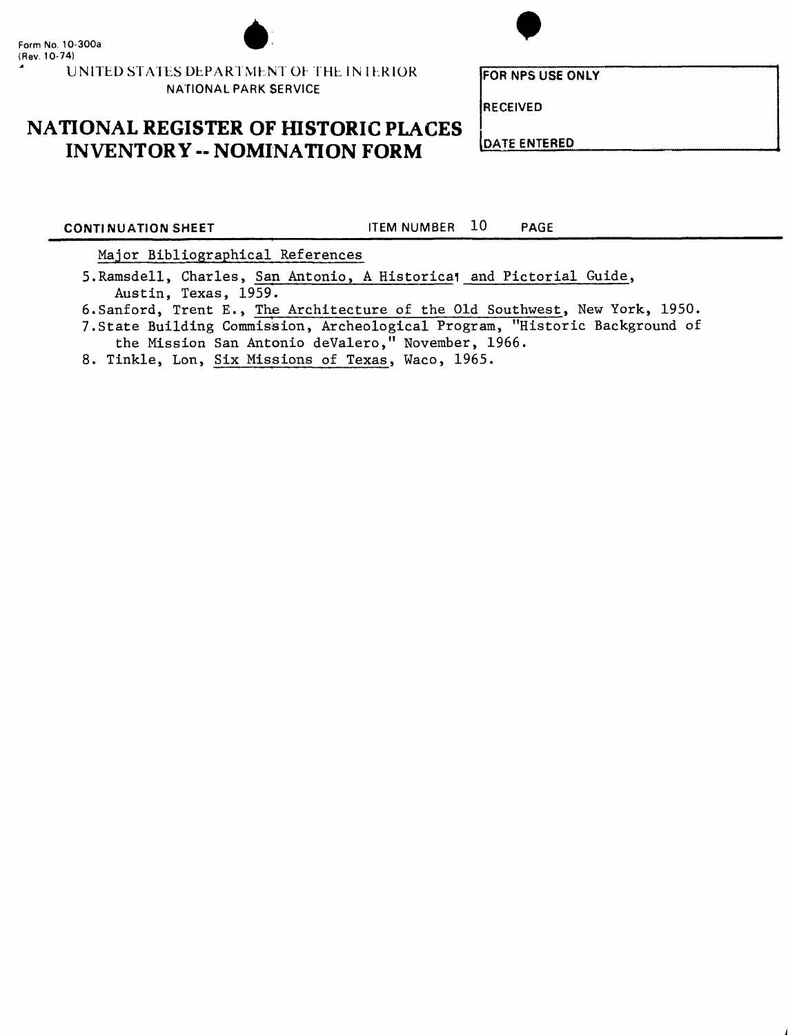Form No. 10-300a
(Rev. 10-74)

UNITED STATES DEPARTMENT OF THE INTERIOR
NATIONAL PARK SERVICE

# NATIONAL REGISTER OF HISTORIC PLACES INVENTORY -- NOMINATION FORM

| FOR NPS USE ONLY |
|---|
| RECEIVED |
| DATE ENTERED |

**CONTINUATION SHEET** ITEM NUMBER 10 PAGE

Major Bibliographical References

5. Ramsdell, Charles, San Antonio, A Historical and Pictorial Guide, Austin, Texas, 1959.
6. Sanford, Trent E., The Architecture of the Old Southwest, New York, 1950.
7. State Building Commission, Archeological Program, "Historic Background of the Mission San Antonio deValero," November, 1966.
8. Tinkle, Lon, Six Missions of Texas, Waco, 1965.